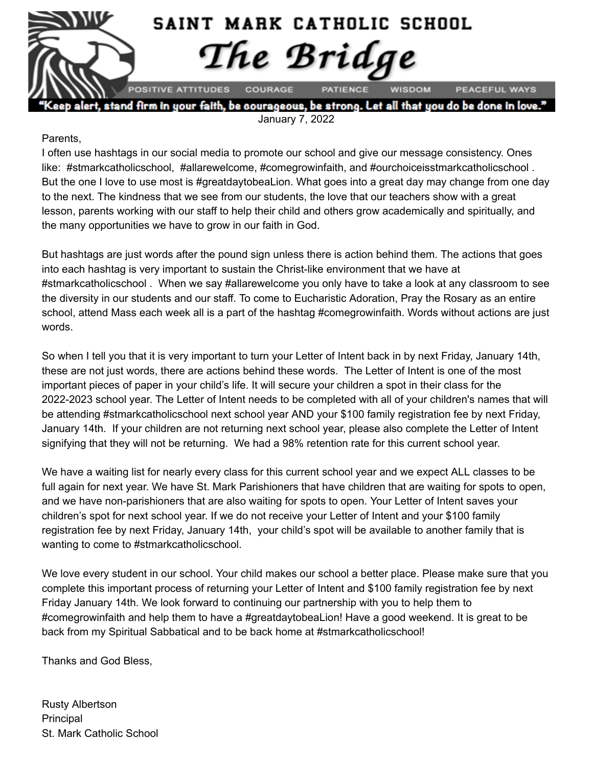# SAINT MARK CATHOLIC SCHOOL

# The Bridge

POSITIVE ATTITUDES COURAGE PATIENCE WISDOM PEACEFUL WAYS

"Keep alert, stand firm in your faith, be courageous, be strong. Let all that you do be done in love."

January 7, 2022

Parents,
I often use hashtags in our social media to promote our school and give our message consistency. Ones like: #stmarkcatholicschool, #allarewelcome, #comegrowinfaith, and #ourchoiceisstmarkcatholicschool . But the one I love to use most is #greatdaytobeaLion. What goes into a great day may change from one day to the next. The kindness that we see from our students, the love that our teachers show with a great lesson, parents working with our staff to help their child and others grow academically and spiritually, and the many opportunities we have to grow in our faith in God.

But hashtags are just words after the pound sign unless there is action behind them. The actions that goes into each hashtag is very important to sustain the Christ-like environment that we have at #stmarkcatholicschool . When we say #allarewelcome you only have to take a look at any classroom to see the diversity in our students and our staff. To come to Eucharistic Adoration, Pray the Rosary as an entire school, attend Mass each week all is a part of the hashtag #comegrowinfaith. Words without actions are just words.

So when I tell you that it is very important to turn your Letter of Intent back in by next Friday, January 14th, these are not just words, there are actions behind these words. The Letter of Intent is one of the most important pieces of paper in your child's life. It will secure your children a spot in their class for the 2022-2023 school year. The Letter of Intent needs to be completed with all of your children's names that will be attending #stmarkcatholicschool next school year AND your $100 family registration fee by next Friday, January 14th. If your children are not returning next school year, please also complete the Letter of Intent signifying that they will not be returning. We had a 98% retention rate for this current school year.

We have a waiting list for nearly every class for this current school year and we expect ALL classes to be full again for next year. We have St. Mark Parishioners that have children that are waiting for spots to open, and we have non-parishioners that are also waiting for spots to open. Your Letter of Intent saves your children's spot for next school year. If we do not receive your Letter of Intent and your $100 family registration fee by next Friday, January 14th, your child's spot will be available to another family that is wanting to come to #stmarkcatholicschool.

We love every student in our school. Your child makes our school a better place. Please make sure that you complete this important process of returning your Letter of Intent and $100 family registration fee by next Friday January 14th. We look forward to continuing our partnership with you to help them to #comegrowinfaith and help them to have a #greatdaytobeaLion! Have a good weekend. It is great to be back from my Spiritual Sabbatical and to be back home at #stmarkcatholicschool!

Thanks and God Bless,

Rusty Albertson
Principal
St. Mark Catholic School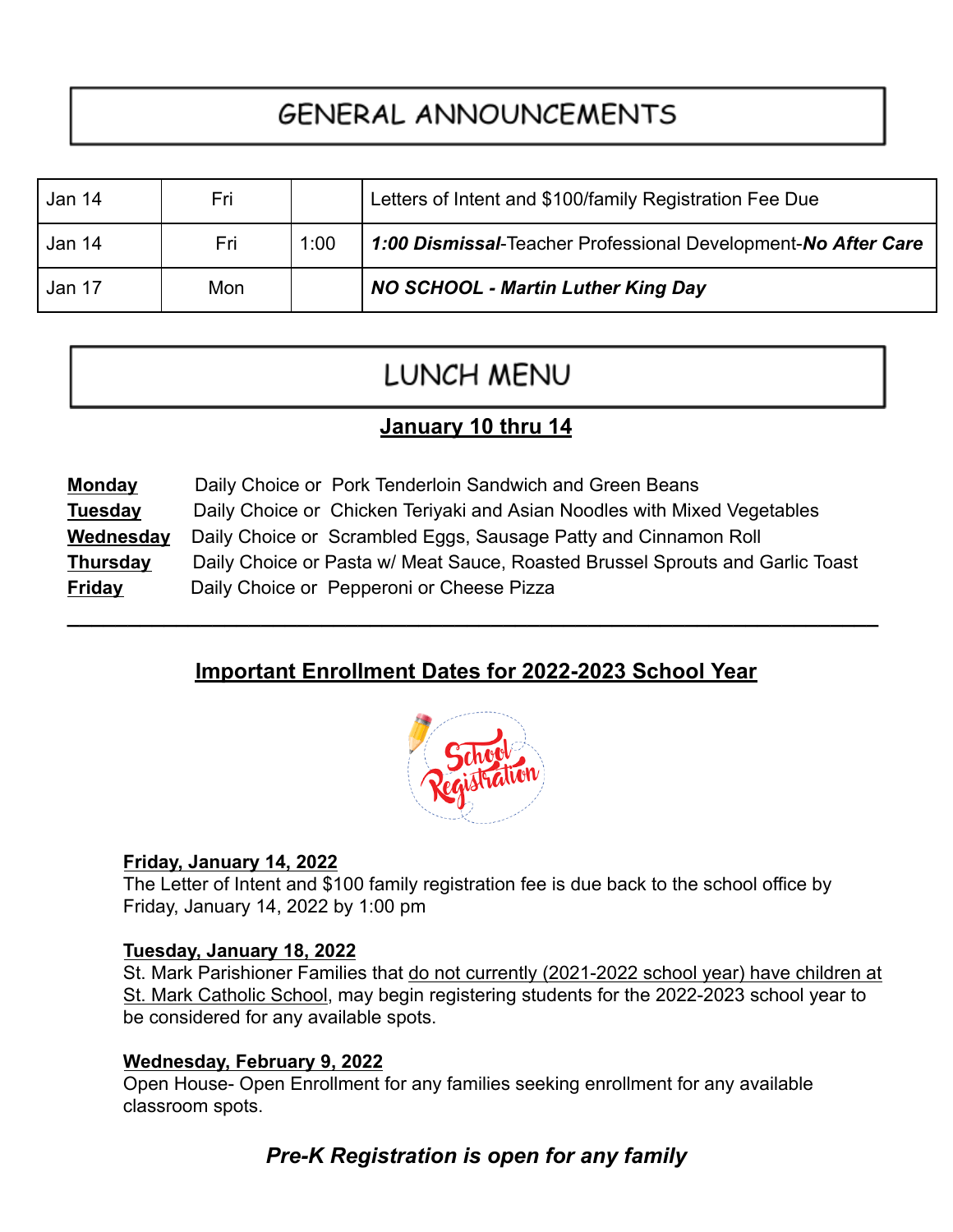# GENERAL ANNOUNCEMENTS

| | | | |
|---|---|---|---|
| Jan 14 | Fri | | Letters of Intent and $100/family Registration Fee Due |
| Jan 14 | Fri | 1:00 | ***1:00 Dismissal***-Teacher Professional Development-***No After Care*** |
| Jan 17 | Mon | | ***NO SCHOOL - Martin Luther King Day*** |

# LUNCH MENU

## January 10 thru 14

**Monday** Daily Choice or Pork Tenderloin Sandwich and Green Beans
**Tuesday** Daily Choice or Chicken Teriyaki and Asian Noodles with Mixed Vegetables
**Wednesday** Daily Choice or Scrambled Eggs, Sausage Patty and Cinnamon Roll
**Thursday** Daily Choice or Pasta w/ Meat Sauce, Roasted Brussel Sprouts and Garlic Toast
**Friday** Daily Choice or Pepperoni or Cheese Pizza

---

## Important Enrollment Dates for 2022-2023 School Year

School Registration

**Friday, January 14, 2022**
The Letter of Intent and $100 family registration fee is due back to the school office by Friday, January 14, 2022 by 1:00 pm

**Tuesday, January 18, 2022**
St. Mark Parishioner Families that do not currently (2021-2022 school year) have children at St. Mark Catholic School, may begin registering students for the 2022-2023 school year to be considered for any available spots.

**Wednesday, February 9, 2022**
Open House- Open Enrollment for any families seeking enrollment for any available classroom spots.

***Pre-K Registration is open for any family***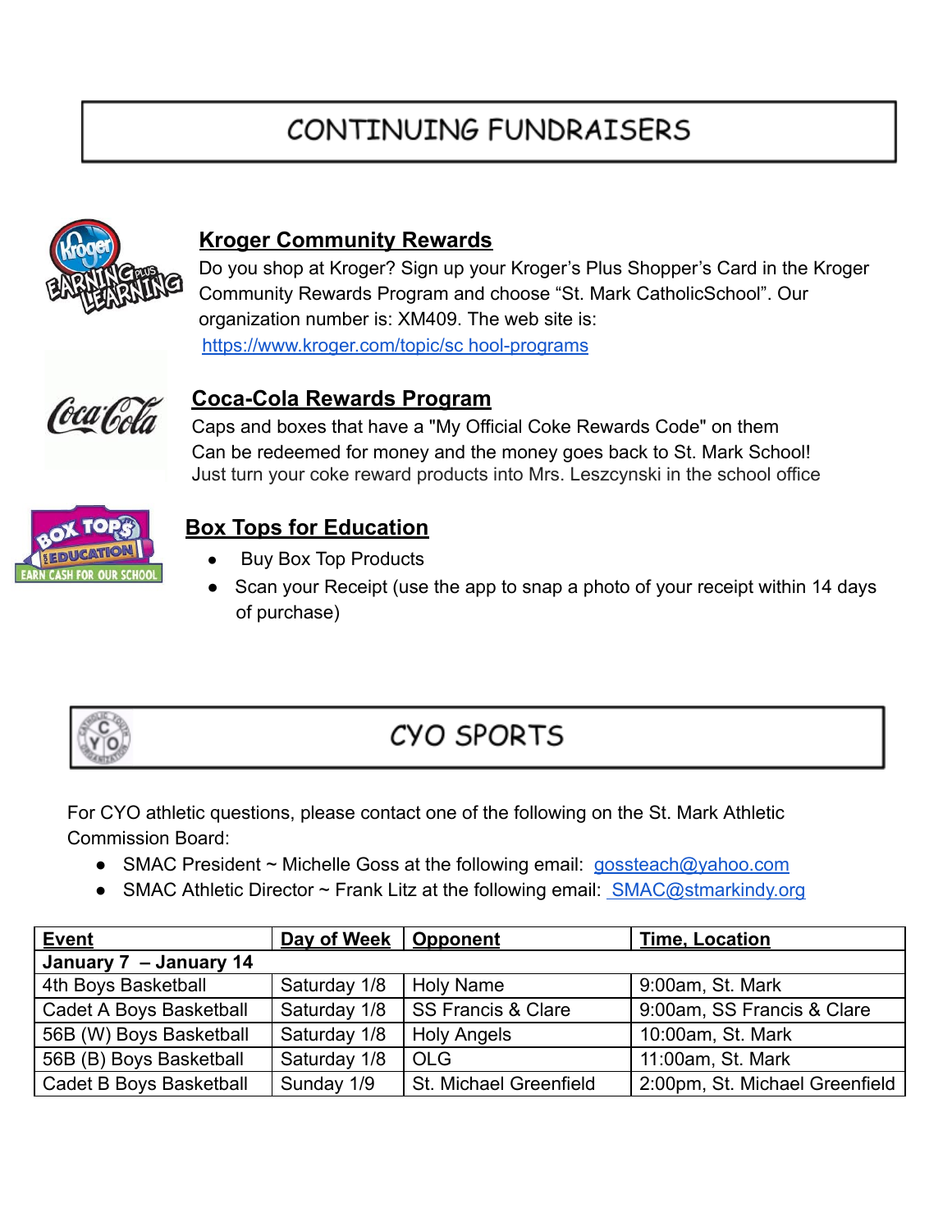# CONTINUING FUNDRAISERS

## Kroger Community Rewards

Do you shop at Kroger? Sign up your Kroger's Plus Shopper's Card in the Kroger Community Rewards Program and choose "St. Mark CatholicSchool". Our organization number is: XM409. The web site is: https://www.kroger.com/topic/sc hool-programs

## Coca-Cola Rewards Program

Caps and boxes that have a "My Official Coke Rewards Code" on them Can be redeemed for money and the money goes back to St. Mark School! Just turn your coke reward products into Mrs. Leszcynski in the school office

## Box Tops for Education

- Buy Box Top Products
- Scan your Receipt (use the app to snap a photo of your receipt within 14 days of purchase)

# CYO SPORTS

For CYO athletic questions, please contact one of the following on the St. Mark Athletic Commission Board:

- SMAC President ~ Michelle Goss at the following email: gossteach@yahoo.com
- SMAC Athletic Director ~ Frank Litz at the following email: SMAC@stmarkindy.org

| Event | Day of Week | Opponent | Time, Location |
|---|---|---|---|
| **January 7 – January 14** | | | |
| 4th Boys Basketball | Saturday 1/8 | Holy Name | 9:00am, St. Mark |
| Cadet A Boys Basketball | Saturday 1/8 | SS Francis & Clare | 9:00am, SS Francis & Clare |
| 56B (W) Boys Basketball | Saturday 1/8 | Holy Angels | 10:00am, St. Mark |
| 56B (B) Boys Basketball | Saturday 1/8 | OLG | 11:00am, St. Mark |
| Cadet B Boys Basketball | Sunday 1/9 | St. Michael Greenfield | 2:00pm, St. Michael Greenfield |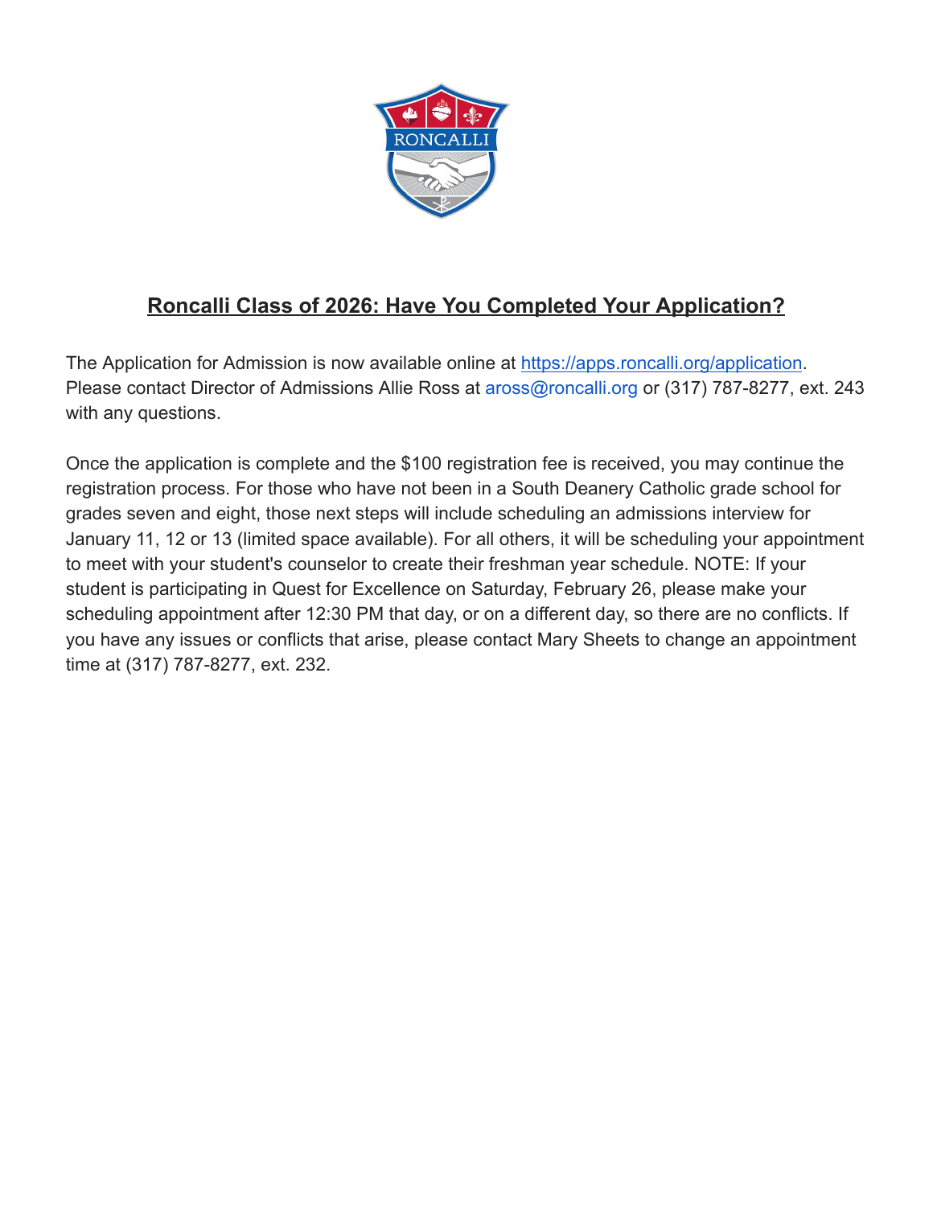## Roncalli Class of 2026: Have You Completed Your Application?

The Application for Admission is now available online at https://apps.roncalli.org/application. Please contact Director of Admissions Allie Ross at aross@roncalli.org or (317) 787-8277, ext. 243 with any questions.

Once the application is complete and the $100 registration fee is received, you may continue the registration process. For those who have not been in a South Deanery Catholic grade school for grades seven and eight, those next steps will include scheduling an admissions interview for January 11, 12 or 13 (limited space available). For all others, it will be scheduling your appointment to meet with your student's counselor to create their freshman year schedule. NOTE: If your student is participating in Quest for Excellence on Saturday, February 26, please make your scheduling appointment after 12:30 PM that day, or on a different day, so there are no conflicts. If you have any issues or conflicts that arise, please contact Mary Sheets to change an appointment time at (317) 787-8277, ext. 232.